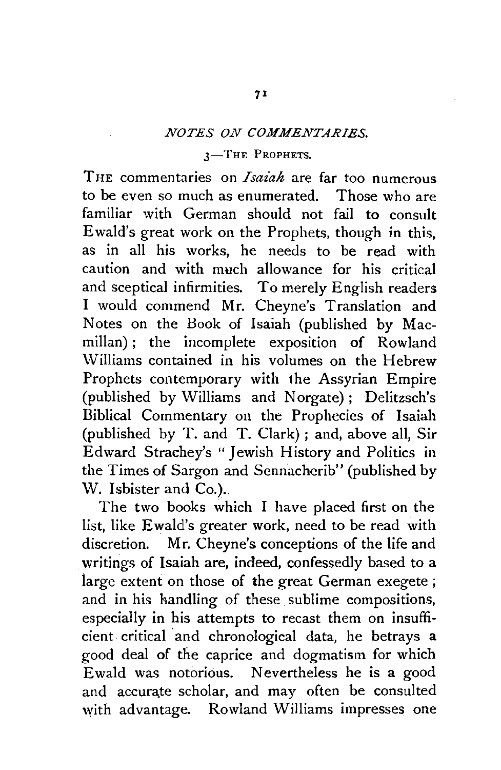## *NOTES ON COMMENTARIES.*

### 3—The Prophets.

The commentaries on *Isaiah* are far too numerous to be even so much as enumerated. Those who are familiar with German should not fail to consult Ewald's great work on the Prophets, though in this, as in all his works, he needs to be read with caution and with much allowance for his critical and sceptical infirmities. To merely English readers I would commend Mr. Cheyne's Translation and Notes on the Book of Isaiah (published by Macmillan); the incomplete exposition of Rowland Williams contained in his volumes on the Hebrew Prophets contemporary with the Assyrian Empire (published by Williams and Norgate); Delitzsch's Biblical Commentary on the Prophecies of Isaiah (published by T. and T. Clark); and, above all, Sir Edward Strachey's "Jewish History and Politics in the Times of Sargon and Sennacherib" (published by W. Isbister and Co.).

The two books which I have placed first on the list, like Ewald's greater work, need to be read with discretion. Mr. Cheyne's conceptions of the life and writings of Isaiah are, indeed, confessedly based to a large extent on those of the great German exegete; and in his handling of these sublime compositions, especially in his attempts to recast them on insufficient critical and chronological data, he betrays a good deal of the caprice and dogmatism for which Ewald was notorious. Nevertheless he is a good and accurate scholar, and may often be consulted with advantage. Rowland Williams impresses one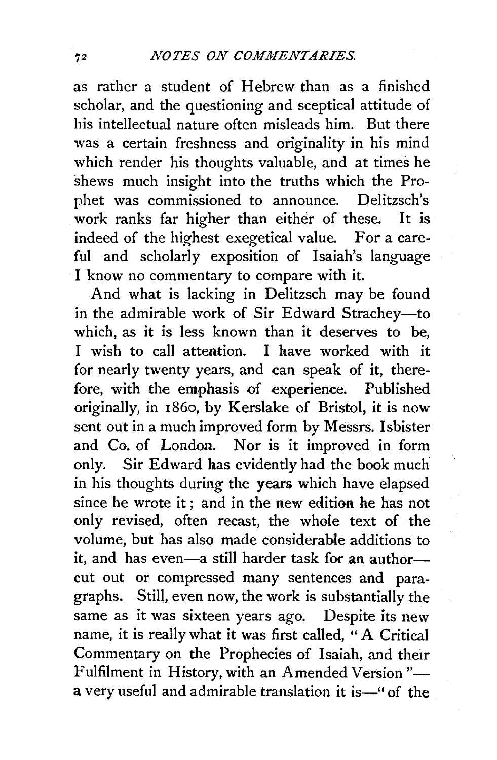as rather a student of Hebrew than as a finished scholar, and the questioning and sceptical attitude of his intellectual nature often misleads him. But there was a certain freshness and originality in his mind which render his thoughts valuable, and at times he shews much insight into the truths which the Prophet was commissioned to announce. Delitzsch's work ranks far higher than either of these. It is indeed of the highest exegetical value. For a careful and scholarly exposition of Isaiah's language I know no commentary to compare with it.

And what is lacking in Delitzsch may be found in the admirable work of Sir Edward Strachey—to which, as it is less known than it deserves to be, I wish to call attention. I have worked with it for nearly twenty years, and can speak of it, therefore, with the emphasis of experience. Published originally, in 1860, by Kerslake of Bristol, it is now sent out in a much improved form by Messrs. Isbister and Co. of London. Nor is it improved in form only. Sir Edward has evidently had the book much in his thoughts during the years which have elapsed since he wrote it; and in the new edition he has not only revised, often recast, the whole text of the volume, but has also made considerable additions to it, and has even—a still harder task for an author—cut out or compressed many sentences and paragraphs. Still, even now, the work is substantially the same as it was sixteen years ago. Despite its new name, it is really what it was first called, "A Critical Commentary on the Prophecies of Isaiah, and their Fulfilment in History, with an Amended Version"—a very useful and admirable translation it is—"of the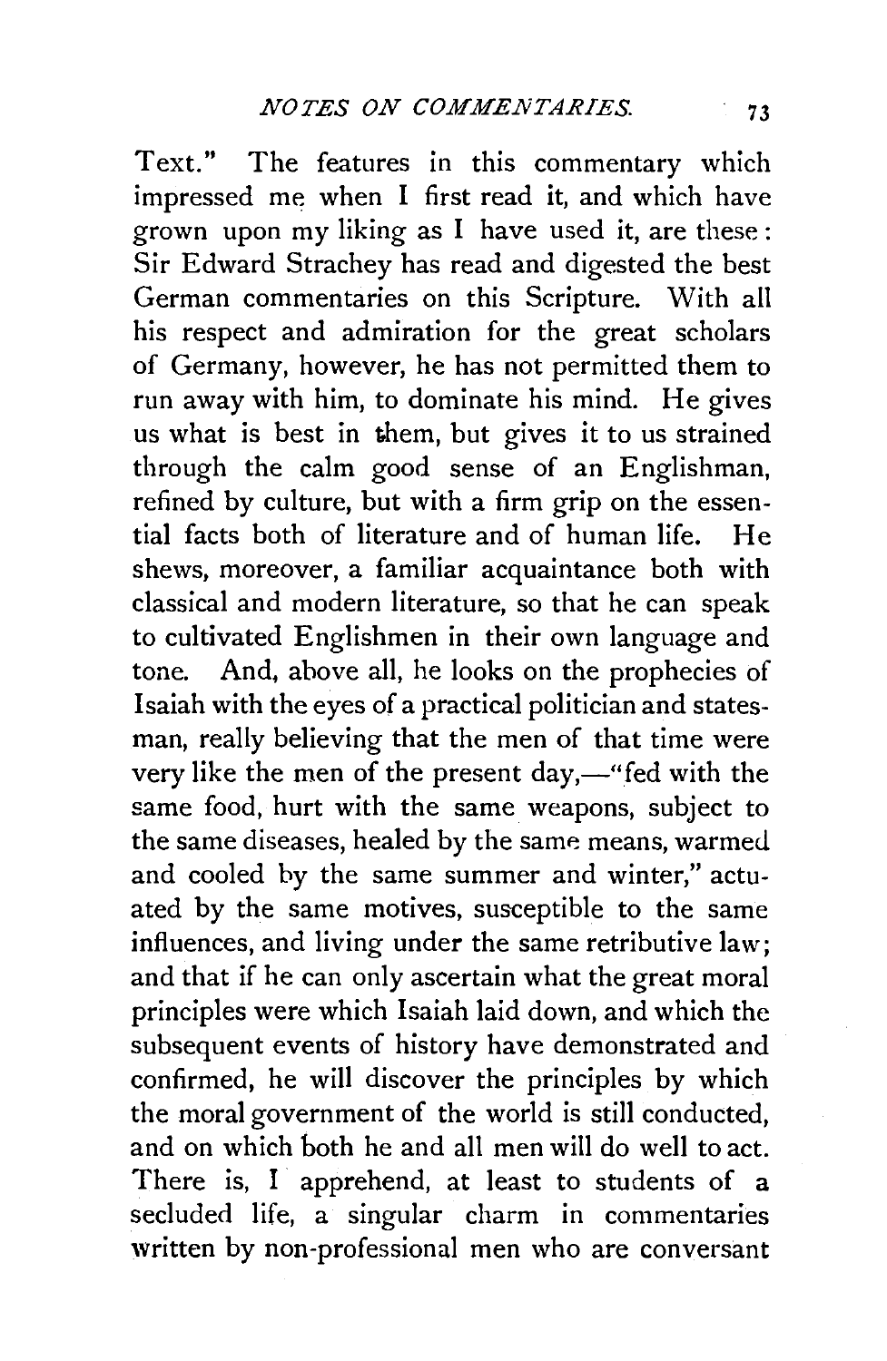Text." The features in this commentary which impressed me when I first read it, and which have grown upon my liking as I have used it, are these: Sir Edward Strachey has read and digested the best German commentaries on this Scripture. With all his respect and admiration for the great scholars of Germany, however, he has not permitted them to run away with him, to dominate his mind. He gives us what is best in them, but gives it to us strained through the calm good sense of an Englishman, refined by culture, but with a firm grip on the essential facts both of literature and of human life. He shews, moreover, a familiar acquaintance both with classical and modern literature, so that he can speak to cultivated Englishmen in their own language and tone. And, above all, he looks on the prophecies of Isaiah with the eyes of a practical politician and statesman, really believing that the men of that time were very like the men of the present day,—"fed with the same food, hurt with the same weapons, subject to the same diseases, healed by the same means, warmed and cooled by the same summer and winter," actuated by the same motives, susceptible to the same influences, and living under the same retributive law; and that if he can only ascertain what the great moral principles were which Isaiah laid down, and which the subsequent events of history have demonstrated and confirmed, he will discover the principles by which the moral government of the world is still conducted, and on which both he and all men will do well to act. There is, I apprehend, at least to students of a secluded life, a singular charm in commentaries written by non-professional men who are conversant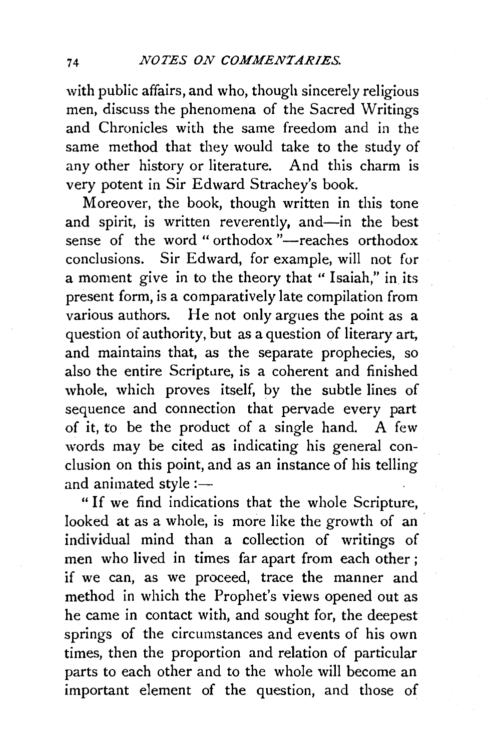with public affairs, and who, though sincerely religious men, discuss the phenomena of the Sacred Writings and Chronicles with the same freedom and in the same method that they would take to the study of any other history or literature. And this charm is very potent in Sir Edward Strachey's book.

Moreover, the book, though written in this tone and spirit, is written reverently, and—in the best sense of the word "orthodox"—reaches orthodox conclusions. Sir Edward, for example, will not for a moment give in to the theory that "Isaiah," in its present form, is a comparatively late compilation from various authors. He not only argues the point as a question of authority, but as a question of literary art, and maintains that, as the separate prophecies, so also the entire Scripture, is a coherent and finished whole, which proves itself, by the subtle lines of sequence and connection that pervade every part of it, to be the product of a single hand. A few words may be cited as indicating his general conclusion on this point, and as an instance of his telling and animated style:—

"If we find indications that the whole Scripture, looked at as a whole, is more like the growth of an individual mind than a collection of writings of men who lived in times far apart from each other; if we can, as we proceed, trace the manner and method in which the Prophet's views opened out as he came in contact with, and sought for, the deepest springs of the circumstances and events of his own times, then the proportion and relation of particular parts to each other and to the whole will become an important element of the question, and those of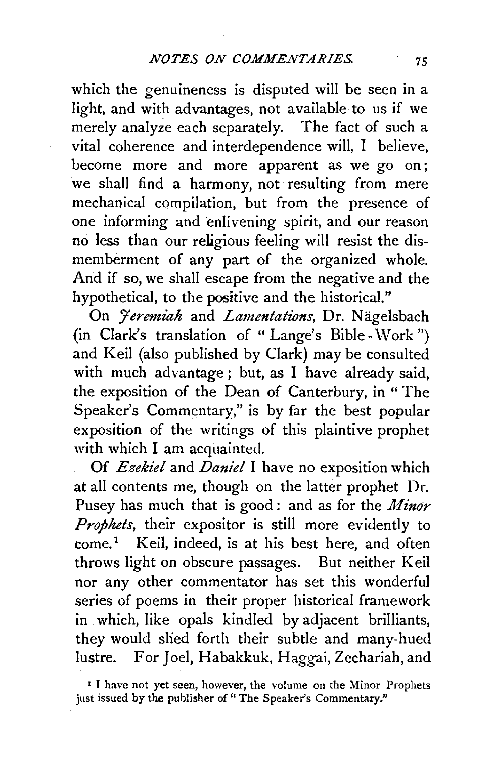which the genuineness is disputed will be seen in a light, and with advantages, not available to us if we merely analyze each separately. The fact of such a vital coherence and interdependence will, I believe, become more and more apparent as we go on; we shall find a harmony, not resulting from mere mechanical compilation, but from the presence of one informing and enlivening spirit, and our reason no less than our religious feeling will resist the dismemberment of any part of the organized whole. And if so, we shall escape from the negative and the hypothetical, to the positive and the historical."

On *Jeremiah* and *Lamentations*, Dr. Nägelsbach (in Clark's translation of "Lange's Bible-Work") and Keil (also published by Clark) may be consulted with much advantage; but, as I have already said, the exposition of the Dean of Canterbury, in "The Speaker's Commentary," is by far the best popular exposition of the writings of this plaintive prophet with which I am acquainted.

Of *Ezekiel* and *Daniel* I have no exposition which at all contents me, though on the latter prophet Dr. Pusey has much that is good: and as for the *Minor Prophets*, their expositor is still more evidently to come.[1] Keil, indeed, is at his best here, and often throws light on obscure passages. But neither Keil nor any other commentator has set this wonderful series of poems in their proper historical framework in which, like opals kindled by adjacent brilliants, they would shed forth their subtle and many-hued lustre. For Joel, Habakkuk, Haggai, Zechariah, and

[1] I have not yet seen, however, the volume on the Minor Prophets just issued by the publisher of "The Speaker's Commentary."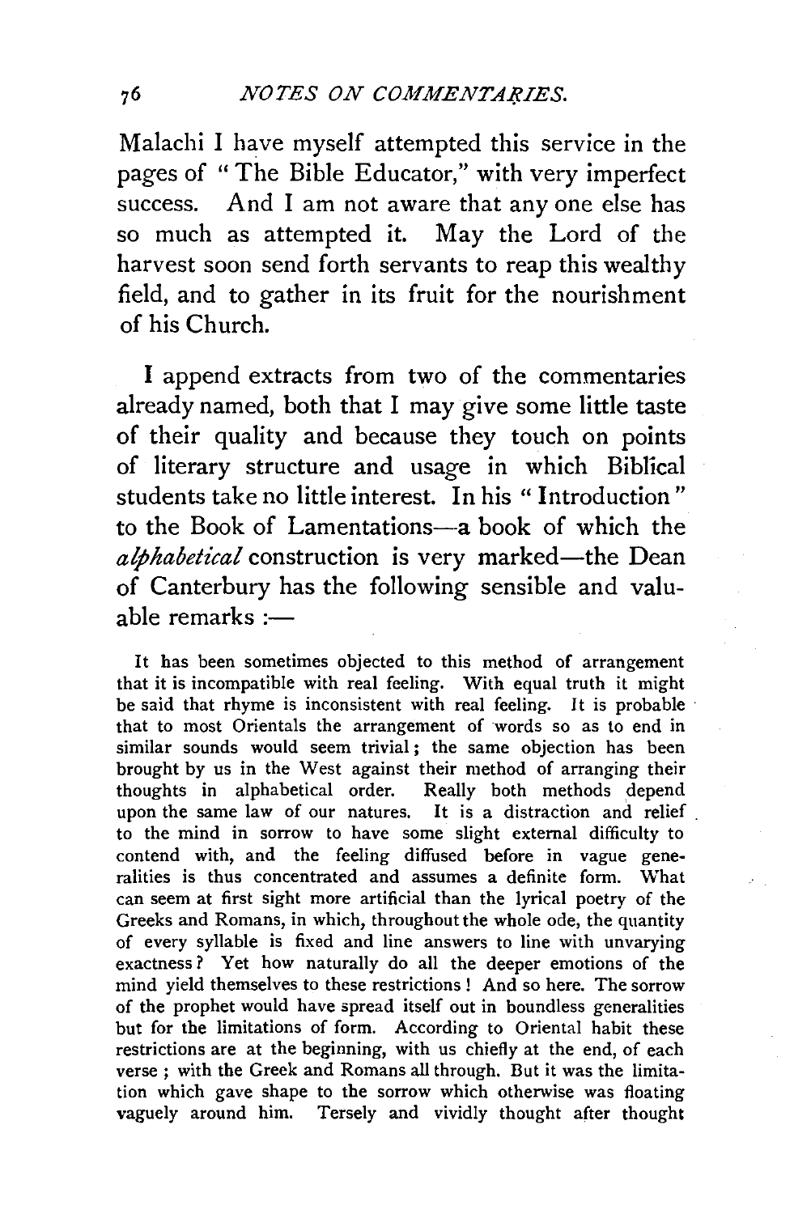Malachi I have myself attempted this service in the pages of "The Bible Educator," with very imperfect success. And I am not aware that any one else has so much as attempted it. May the Lord of the harvest soon send forth servants to reap this wealthy field, and to gather in its fruit for the nourishment of his Church.

I append extracts from two of the commentaries already named, both that I may give some little taste of their quality and because they touch on points of literary structure and usage in which Biblical students take no little interest. In his "Introduction" to the Book of Lamentations—a book of which the *alphabetical* construction is very marked—the Dean of Canterbury has the following sensible and valuable remarks :—

> It has been sometimes objected to this method of arrangement that it is incompatible with real feeling. With equal truth it might be said that rhyme is inconsistent with real feeling. It is probable that to most Orientals the arrangement of words so as to end in similar sounds would seem trivial; the same objection has been brought by us in the West against their method of arranging their thoughts in alphabetical order. Really both methods depend upon the same law of our natures. It is a distraction and relief to the mind in sorrow to have some slight external difficulty to contend with, and the feeling diffused before in vague generalities is thus concentrated and assumes a definite form. What can seem at first sight more artificial than the lyrical poetry of the Greeks and Romans, in which, throughout the whole ode, the quantity of every syllable is fixed and line answers to line with unvarying exactness? Yet how naturally do all the deeper emotions of the mind yield themselves to these restrictions! And so here. The sorrow of the prophet would have spread itself out in boundless generalities but for the limitations of form. According to Oriental habit these restrictions are at the beginning, with us chiefly at the end, of each verse; with the Greek and Romans all through. But it was the limitation which gave shape to the sorrow which otherwise was floating vaguely around him. Tersely and vividly thought after thought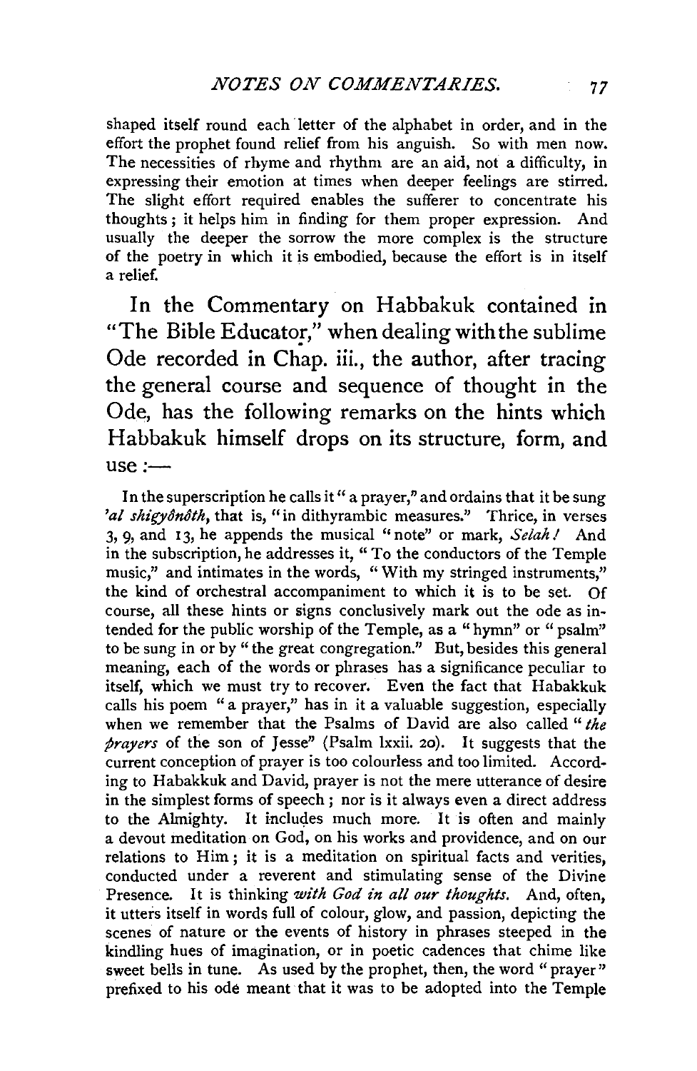shaped itself round each letter of the alphabet in order, and in the effort the prophet found relief from his anguish. So with men now. The necessities of rhyme and rhythm are an aid, not a difficulty, in expressing their emotion at times when deeper feelings are stirred. The slight effort required enables the sufferer to concentrate his thoughts; it helps him in finding for them proper expression. And usually the deeper the sorrow the more complex is the structure of the poetry in which it is embodied, because the effort is in itself a relief.

In the Commentary on Habbakuk contained in "The Bible Educator," when dealing with the sublime Ode recorded in Chap. iii., the author, after tracing the general course and sequence of thought in the Ode, has the following remarks on the hints which Habbakuk himself drops on its structure, form, and use :—

In the superscription he calls it "a prayer," and ordains that it be sung *'al shigyônôth*, that is, "in dithyrambic measures." Thrice, in verses 3, 9, and 13, he appends the musical "note" or mark, *Selah!* And in the subscription, he addresses it, "To the conductors of the Temple music," and intimates in the words, "With my stringed instruments," the kind of orchestral accompaniment to which it is to be set. Of course, all these hints or signs conclusively mark out the ode as intended for the public worship of the Temple, as a "hymn" or "psalm" to be sung in or by "the great congregation." But, besides this general meaning, each of the words or phrases has a significance peculiar to itself, which we must try to recover. Even the fact that Habakkuk calls his poem "a prayer," has in it a valuable suggestion, especially when we remember that the Psalms of David are also called "*the prayers* of the son of Jesse" (Psalm lxxii. 20). It suggests that the current conception of prayer is too colourless and too limited. According to Habakkuk and David, prayer is not the mere utterance of desire in the simplest forms of speech; nor is it always even a direct address to the Almighty. It includes much more. It is often and mainly a devout meditation on God, on his works and providence, and on our relations to Him; it is a meditation on spiritual facts and verities, conducted under a reverent and stimulating sense of the Divine Presence. It is thinking *with God in all our thoughts*. And, often, it utters itself in words full of colour, glow, and passion, depicting the scenes of nature or the events of history in phrases steeped in the kindling hues of imagination, or in poetic cadences that chime like sweet bells in tune. As used by the prophet, then, the word "prayer" prefixed to his ode meant that it was to be adopted into the Temple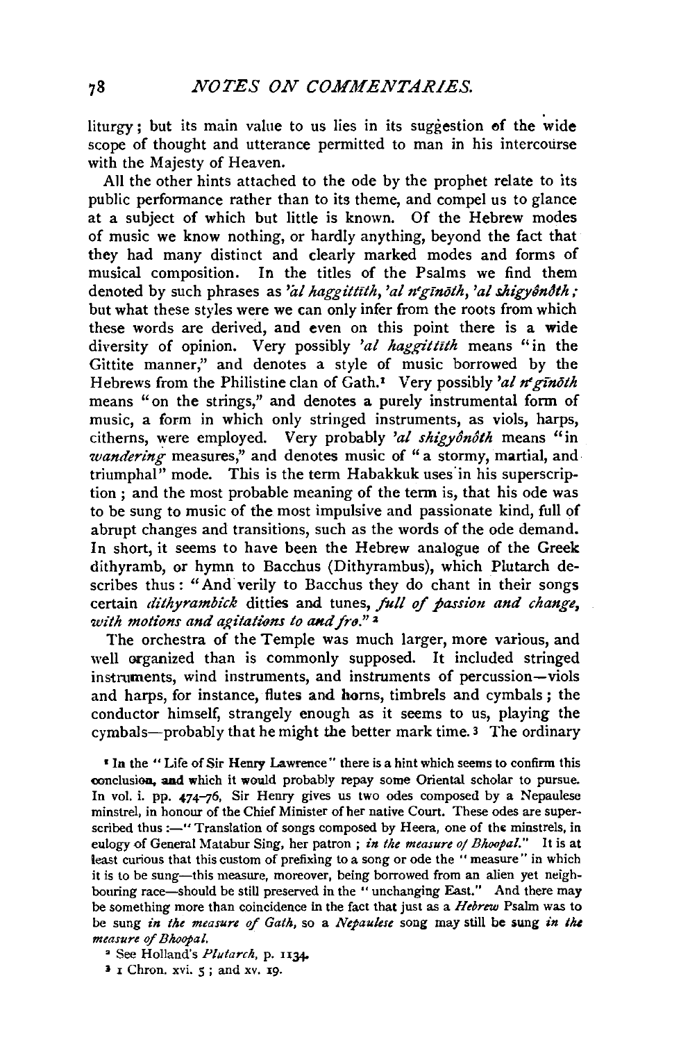liturgy; but its main value to us lies in its suggestion of the wide scope of thought and utterance permitted to man in his intercourse with the Majesty of Heaven.

All the other hints attached to the ode by the prophet relate to its public performance rather than to its theme, and compel us to glance at a subject of which but little is known. Of the Hebrew modes of music we know nothing, or hardly anything, beyond the fact that they had many distinct and clearly marked modes and forms of musical composition. In the titles of the Psalms we find them denoted by such phrases as *'al haggittîth, 'al n'gînōth, 'al shigyônôth;* but what these styles were we can only infer from the roots from which these words are derived, and even on this point there is a wide diversity of opinion. Very possibly *'al haggittîth* means "in the Gittite manner," and denotes a style of music borrowed by the Hebrews from the Philistine clan of Gath.[1] Very possibly *'al n'gînōth* means "on the strings," and denotes a purely instrumental form of music, a form in which only stringed instruments, as viols, harps, citherns, were employed. Very probably *'al shigyônôth* means "in *wandering* measures," and denotes music of "a stormy, martial, and triumphal" mode. This is the term Habakkuk uses in his superscription; and the most probable meaning of the term is, that his ode was to be sung to music of the most impulsive and passionate kind, full of abrupt changes and transitions, such as the words of the ode demand. In short, it seems to have been the Hebrew analogue of the Greek dithyramb, or hymn to Bacchus (Dithyrambus), which Plutarch describes thus: "And verily to Bacchus they do chant in their songs certain *dithyrambick* ditties and tunes, *full of passion and change, with motions and agitations to and fro.*"[2]

The orchestra of the Temple was much larger, more various, and well organized than is commonly supposed. It included stringed instruments, wind instruments, and instruments of percussion—viols and harps, for instance, flutes and horns, timbrels and cymbals; the conductor himself, strangely enough as it seems to us, playing the cymbals—probably that he might the better mark time.[3] The ordinary

[1] In the "Life of Sir Henry Lawrence" there is a hint which seems to confirm this conclusion, and which it would probably repay some Oriental scholar to pursue. In vol. i. pp. 474–76, Sir Henry gives us two odes composed by a Nepaulese minstrel, in honour of the Chief Minister of her native Court. These odes are superscribed thus:—"Translation of songs composed by Heera, one of the minstrels, in eulogy of General Matabur Sing, her patron; *in the measure of Bhoopal.*" It is at least curious that this custom of prefixing to a song or ode the "measure" in which it is to be sung—this measure, moreover, being borrowed from an alien yet neighbouring race—should be still preserved in the "unchanging East." And there may be something more than coincidence in the fact that just as a *Hebrew* Psalm was to be sung *in the measure of Gath,* so a *Nepaulese* song may still be sung *in the measure of Bhoopal.*

[2] See Holland's *Plutarch,* p. 1134.

[3] 1 Chron. xvi. 5; and xv. 19.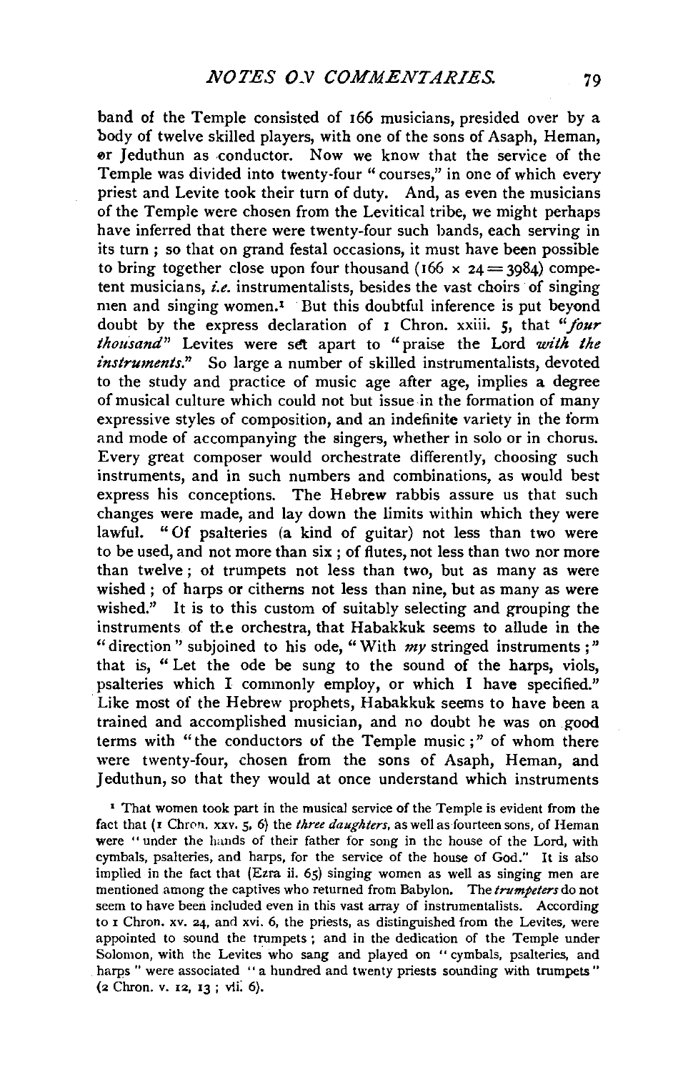band of the Temple consisted of 166 musicians, presided over by a body of twelve skilled players, with one of the sons of Asaph, Heman, or Jeduthun as conductor. Now we know that the service of the Temple was divided into twenty-four "courses," in one of which every priest and Levite took their turn of duty. And, as even the musicians of the Temple were chosen from the Levitical tribe, we might perhaps have inferred that there were twenty-four such bands, each serving in its turn; so that on grand festal occasions, it must have been possible to bring together close upon four thousand ($166 \times 24 = 3984$) competent musicians, *i.e.* instrumentalists, besides the vast choirs of singing men and singing women.[1] But this doubtful inference is put beyond doubt by the express declaration of 1 Chron. xxiii. 5, that "*four thousand*" Levites were set apart to "praise the Lord *with the instruments*." So large a number of skilled instrumentalists, devoted to the study and practice of music age after age, implies a degree of musical culture which could not but issue in the formation of many expressive styles of composition, and an indefinite variety in the form and mode of accompanying the singers, whether in solo or in chorus. Every great composer would orchestrate differently, choosing such instruments, and in such numbers and combinations, as would best express his conceptions. The Hebrew rabbis assure us that such changes were made, and lay down the limits within which they were lawful. "Of psalteries (a kind of guitar) not less than two were to be used, and not more than six; of flutes, not less than two nor more than twelve; of trumpets not less than two, but as many as were wished; of harps or citherns not less than nine, but as many as were wished." It is to this custom of suitably selecting and grouping the instruments of the orchestra, that Habakkuk seems to allude in the "direction" subjoined to his ode, "With *my* stringed instruments;" that is, "Let the ode be sung to the sound of the harps, viols, psalteries which I commonly employ, or which I have specified." Like most of the Hebrew prophets, Habakkuk seems to have been a trained and accomplished musician, and no doubt he was on good terms with "the conductors of the Temple music;" of whom there were twenty-four, chosen from the sons of Asaph, Heman, and Jeduthun, so that they would at once understand which instruments

[1] That women took part in the musical service of the Temple is evident from the fact that (1 Chron. xxv. 5, 6) the *three daughters*, as well as fourteen sons, of Heman were "under the hands of their father for song in the house of the Lord, with cymbals, psalteries, and harps, for the service of the house of God." It is also implied in the fact that (Ezra ii. 65) singing women as well as singing men are mentioned among the captives who returned from Babylon. The *trumpeters* do not seem to have been included even in this vast array of instrumentalists. According to 1 Chron. xv. 24, and xvi. 6, the priests, as distinguished from the Levites, were appointed to sound the trumpets; and in the dedication of the Temple under Solomon, with the Levites who sang and played on "cymbals, psalteries, and harps" were associated "a hundred and twenty priests sounding with trumpets" (2 Chron. v. 12, 13; vii. 6).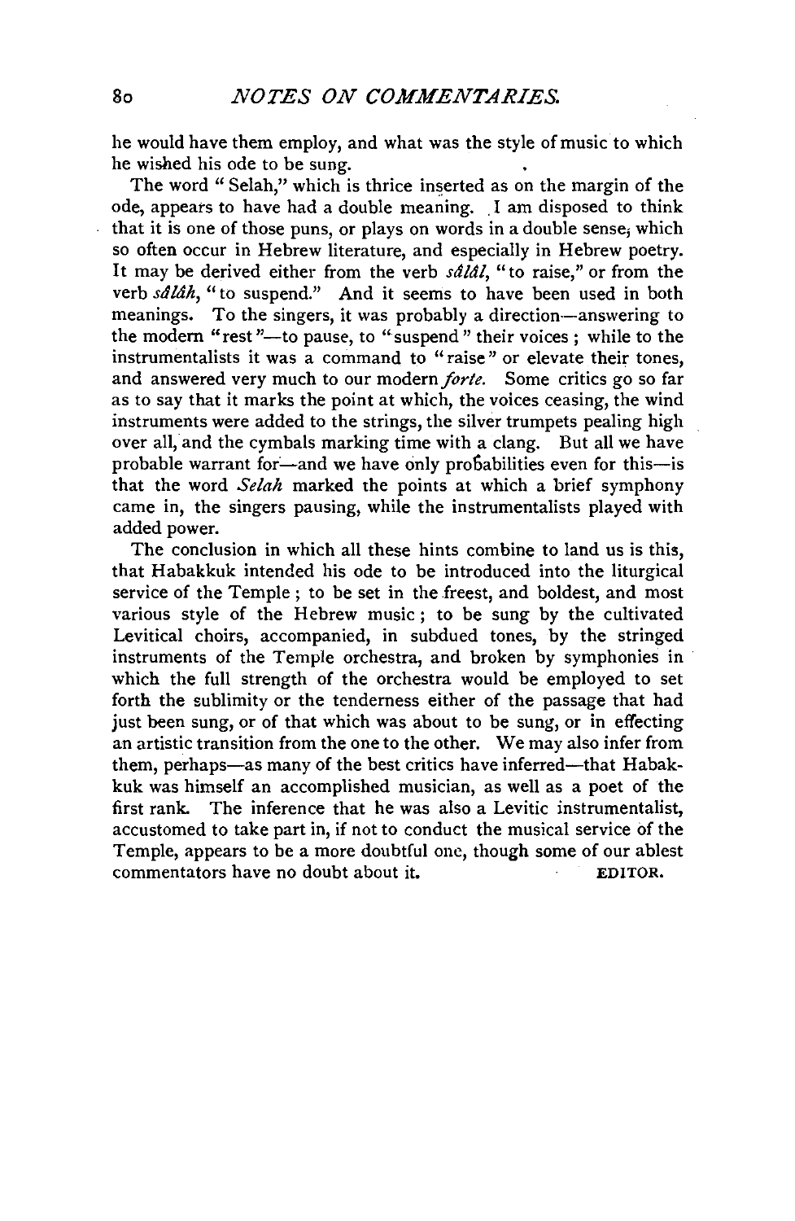he would have them employ, and what was the style of music to which he wished his ode to be sung.

The word "Selah," which is thrice inserted as on the margin of the ode, appears to have had a double meaning. I am disposed to think that it is one of those puns, or plays on words in a double sense, which so often occur in Hebrew literature, and especially in Hebrew poetry. It may be derived either from the verb *sâlâl*, "to raise," or from the verb *sâlâh*, "to suspend." And it seems to have been used in both meanings. To the singers, it was probably a direction—answering to the modern "rest"—to pause, to "suspend" their voices; while to the instrumentalists it was a command to "raise" or elevate their tones, and answered very much to our modern *forte*. Some critics go so far as to say that it marks the point at which, the voices ceasing, the wind instruments were added to the strings, the silver trumpets pealing high over all, and the cymbals marking time with a clang. But all we have probable warrant for—and we have only probabilities even for this—is that the word *Selah* marked the points at which a brief symphony came in, the singers pausing, while the instrumentalists played with added power.

The conclusion in which all these hints combine to land us is this, that Habakkuk intended his ode to be introduced into the liturgical service of the Temple; to be set in the freest, and boldest, and most various style of the Hebrew music; to be sung by the cultivated Levitical choirs, accompanied, in subdued tones, by the stringed instruments of the Temple orchestra, and broken by symphonies in which the full strength of the orchestra would be employed to set forth the sublimity or the tenderness either of the passage that had just been sung, or of that which was about to be sung, or in effecting an artistic transition from the one to the other. We may also infer from them, perhaps—as many of the best critics have inferred—that Habakkuk was himself an accomplished musician, as well as a poet of the first rank. The inference that he was also a Levitic instrumentalist, accustomed to take part in, if not to conduct the musical service of the Temple, appears to be a more doubtful one, though some of our ablest commentators have no doubt about it.

EDITOR.